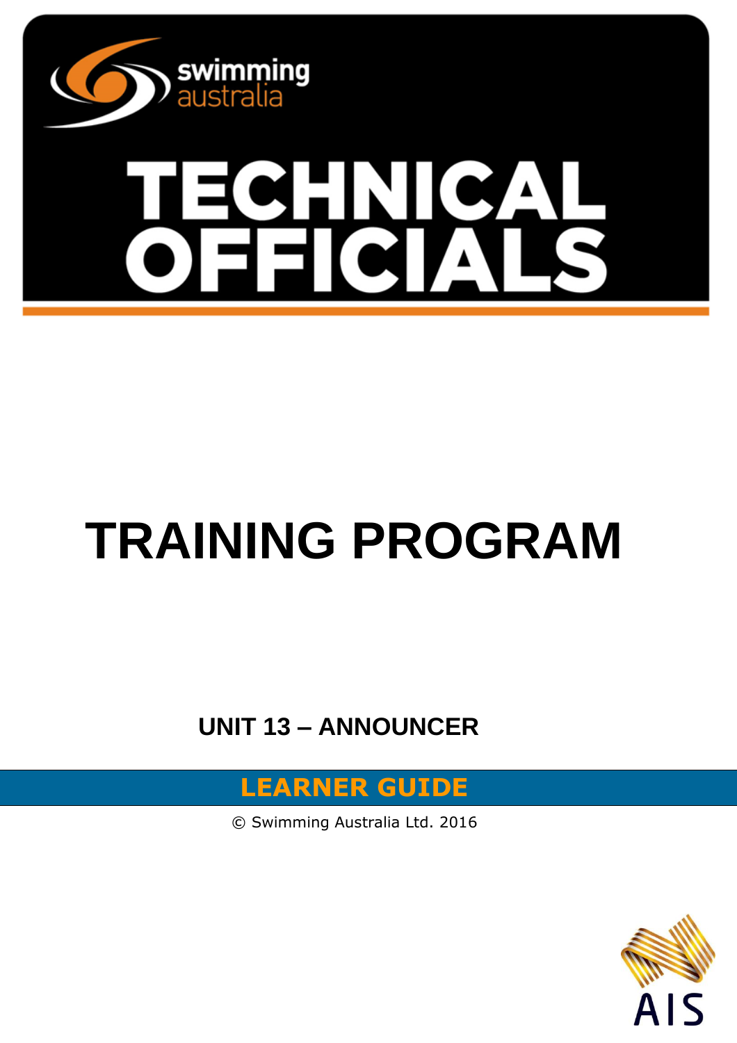swimming australia

# TECHNICAL OFFICIALS

# TRAINING PROGRAM

## UNIT 13 – ANNOUNCER

**LEARNER GUIDE**

© Swimming Australia Ltd. 2016

AIS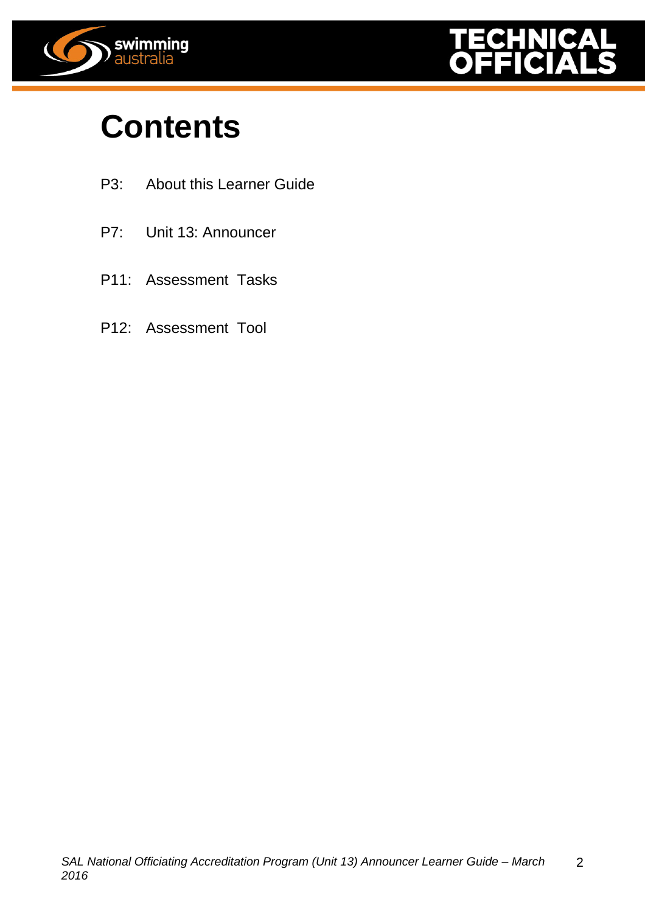# Contents

P3: About this Learner Guide

P7: Unit 13: Announcer

P11: Assessment Tasks

P12: Assessment Tool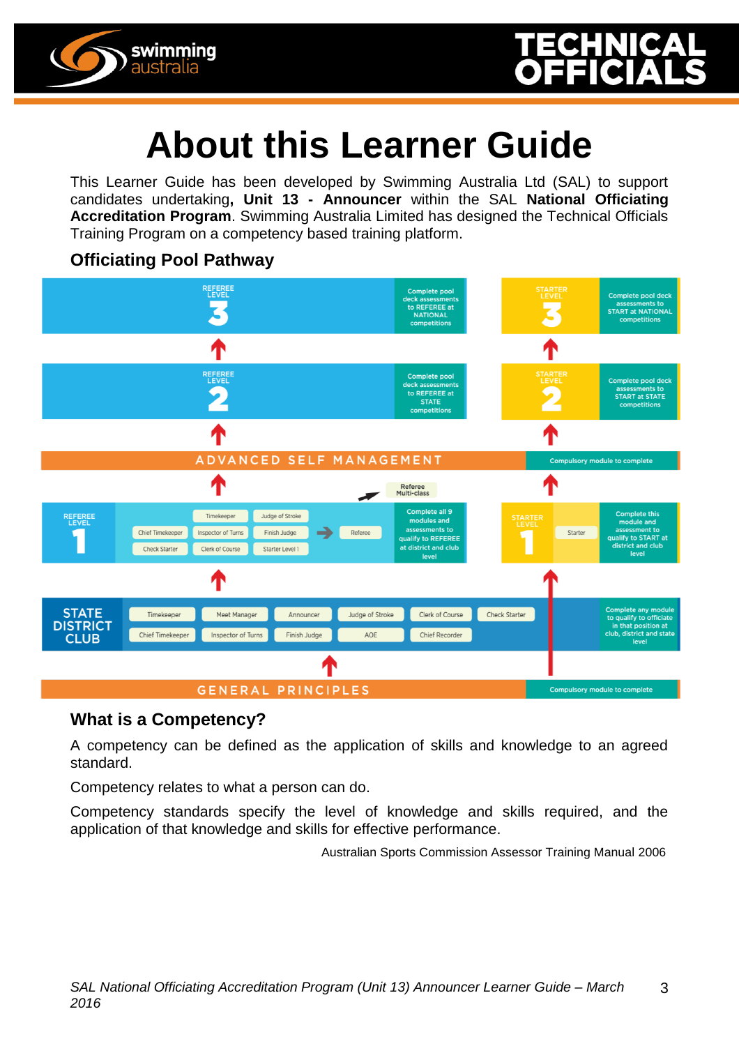# About this Learner Guide

This Learner Guide has been developed by Swimming Australia Ltd (SAL) to support candidates undertaking**, Unit 13 - Announcer** within the SAL **National Officiating Accreditation Program**. Swimming Australia Limited has designed the Technical Officials Training Program on a competency based training platform.

### Officiating Pool Pathway

**REFEREE LEVEL 3** — Complete pool deck assessments to REFEREE at NATIONAL competitions

**STARTER LEVEL 3** — Complete pool deck assessments to START at NATIONAL competitions

**REFEREE LEVEL 2** — Complete pool deck assessments to REFEREE at STATE competitions

**STARTER LEVEL 2** — Complete pool deck assessments to START at STATE competitions

**ADVANCED SELF MANAGEMENT** — Compulsory module to complete

Referee Multi-class

**REFEREE LEVEL 1** — Timekeeper, Judge of Stroke, Chief Timekeeper, Inspector of Turns, Finish Judge, Check Starter, Clerk of Course, Starter Level 1 → Referee — Complete all 9 modules and assessments to qualify to REFEREE at district and club level

**STARTER LEVEL 1** — Starter — Complete this module and assessment to qualify to START at district and club level

**STATE DISTRICT CLUB** — Timekeeper, Meet Manager, Announcer, Judge of Stroke, Clerk of Course, Check Starter, Chief Timekeeper, Inspector of Turns, Finish Judge, AOE, Chief Recorder — Complete any module to qualify to officiate in that position at club, district and state level

**GENERAL PRINCIPLES** — Compulsory module to complete

### What is a Competency?

A competency can be defined as the application of skills and knowledge to an agreed standard.

Competency relates to what a person can do.

Competency standards specify the level of knowledge and skills required, and the application of that knowledge and skills for effective performance.

Australian Sports Commission Assessor Training Manual 2006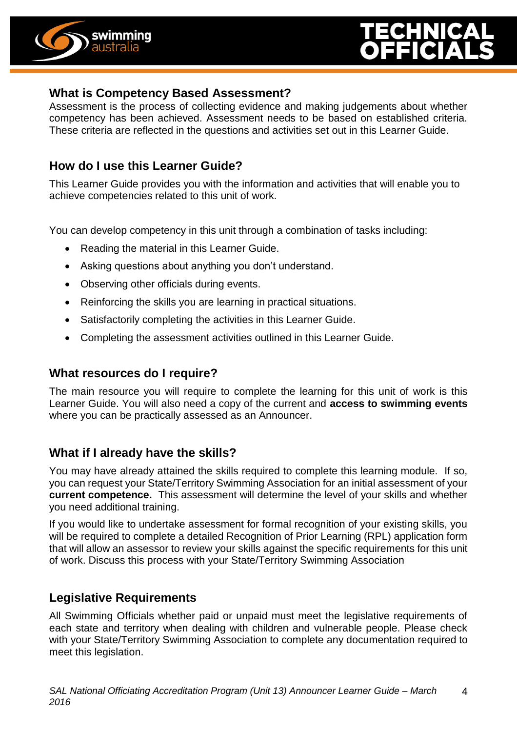## What is Competency Based Assessment?

Assessment is the process of collecting evidence and making judgements about whether competency has been achieved. Assessment needs to be based on established criteria. These criteria are reflected in the questions and activities set out in this Learner Guide.

## How do I use this Learner Guide?

This Learner Guide provides you with the information and activities that will enable you to achieve competencies related to this unit of work.

You can develop competency in this unit through a combination of tasks including:

- Reading the material in this Learner Guide.
- Asking questions about anything you don't understand.
- Observing other officials during events.
- Reinforcing the skills you are learning in practical situations.
- Satisfactorily completing the activities in this Learner Guide.
- Completing the assessment activities outlined in this Learner Guide.

## What resources do I require?

The main resource you will require to complete the learning for this unit of work is this Learner Guide. You will also need a copy of the current and **access to swimming events** where you can be practically assessed as an Announcer.

## What if I already have the skills?

You may have already attained the skills required to complete this learning module. If so, you can request your State/Territory Swimming Association for an initial assessment of your **current competence.** This assessment will determine the level of your skills and whether you need additional training.

If you would like to undertake assessment for formal recognition of your existing skills, you will be required to complete a detailed Recognition of Prior Learning (RPL) application form that will allow an assessor to review your skills against the specific requirements for this unit of work. Discuss this process with your State/Territory Swimming Association

## Legislative Requirements

All Swimming Officials whether paid or unpaid must meet the legislative requirements of each state and territory when dealing with children and vulnerable people. Please check with your State/Territory Swimming Association to complete any documentation required to meet this legislation.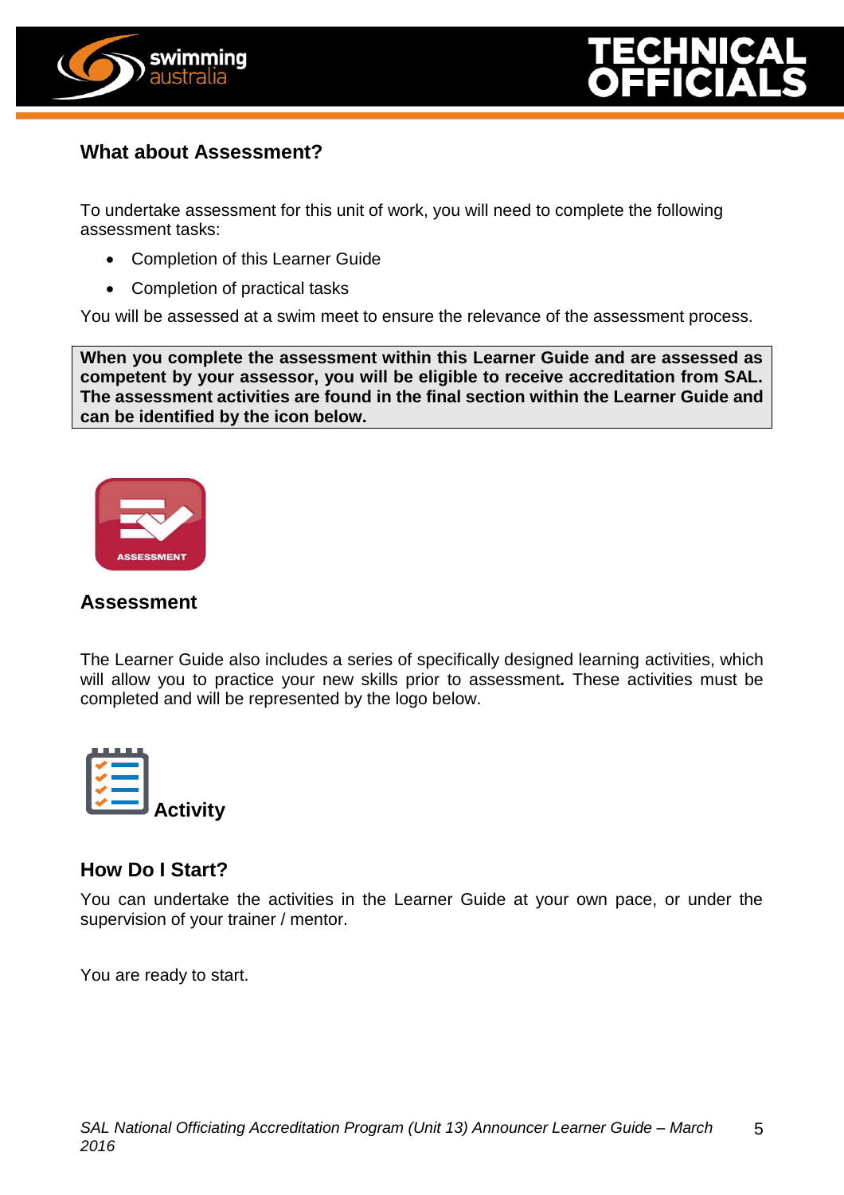## What about Assessment?

To undertake assessment for this unit of work, you will need to complete the following assessment tasks:

- Completion of this Learner Guide
- Completion of practical tasks

You will be assessed at a swim meet to ensure the relevance of the assessment process.

**When you complete the assessment within this Learner Guide and are assessed as competent by your assessor, you will be eligible to receive accreditation from SAL. The assessment activities are found in the final section within the Learner Guide and can be identified by the icon below.**

ASSESSMENT

### Assessment

The Learner Guide also includes a series of specifically designed learning activities, which will allow you to practice your new skills prior to assessment. These activities must be completed and will be represented by the logo below.

**Activity**

## How Do I Start?

You can undertake the activities in the Learner Guide at your own pace, or under the supervision of your trainer / mentor.

You are ready to start.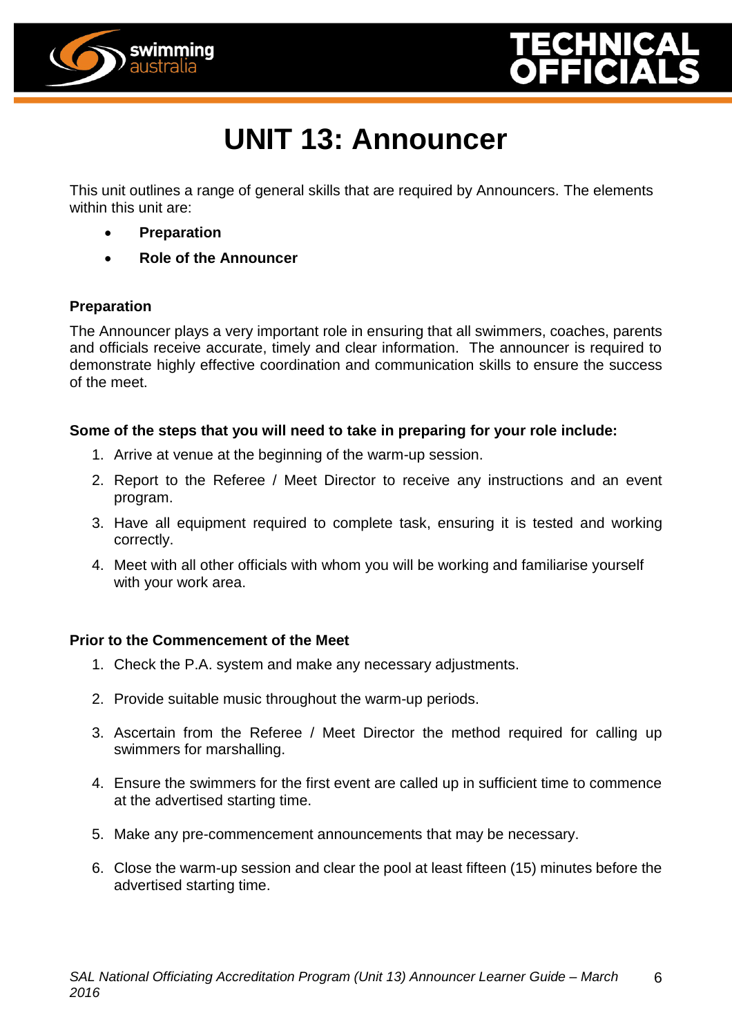# UNIT 13: Announcer

This unit outlines a range of general skills that are required by Announcers. The elements within this unit are:

- **Preparation**
- **Role of the Announcer**

### Preparation

The Announcer plays a very important role in ensuring that all swimmers, coaches, parents and officials receive accurate, timely and clear information. The announcer is required to demonstrate highly effective coordination and communication skills to ensure the success of the meet.

**Some of the steps that you will need to take in preparing for your role include:**

1. Arrive at venue at the beginning of the warm-up session.
2. Report to the Referee / Meet Director to receive any instructions and an event program.
3. Have all equipment required to complete task, ensuring it is tested and working correctly.
4. Meet with all other officials with whom you will be working and familiarise yourself with your work area.

**Prior to the Commencement of the Meet**

1. Check the P.A. system and make any necessary adjustments.
2. Provide suitable music throughout the warm-up periods.
3. Ascertain from the Referee / Meet Director the method required for calling up swimmers for marshalling.
4. Ensure the swimmers for the first event are called up in sufficient time to commence at the advertised starting time.
5. Make any pre-commencement announcements that may be necessary.
6. Close the warm-up session and clear the pool at least fifteen (15) minutes before the advertised starting time.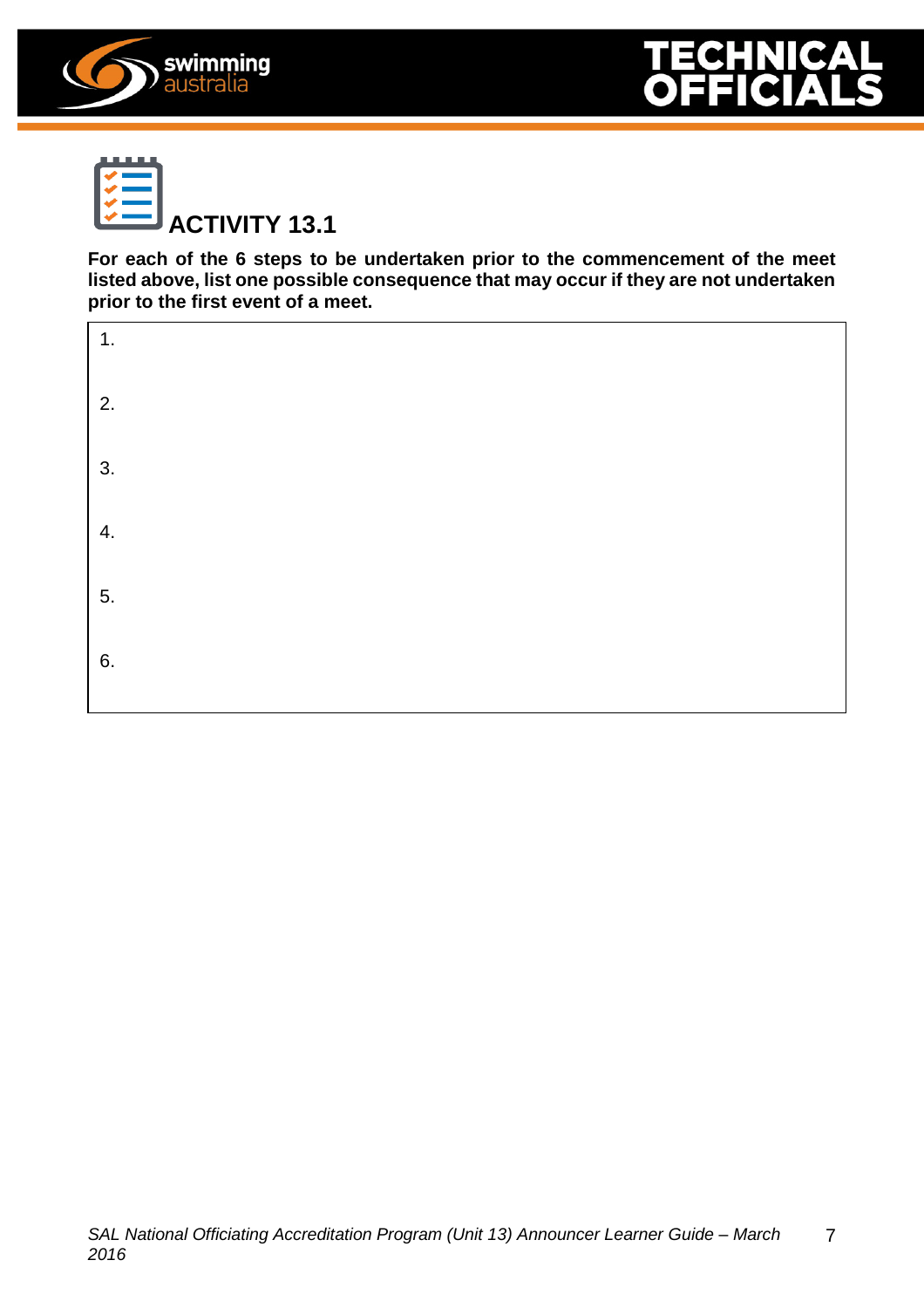## ACTIVITY 13.1

**For each of the 6 steps to be undertaken prior to the commencement of the meet listed above, list one possible consequence that may occur if they are not undertaken prior to the first event of a meet.**

1.

2.

3.

4.

5.

6.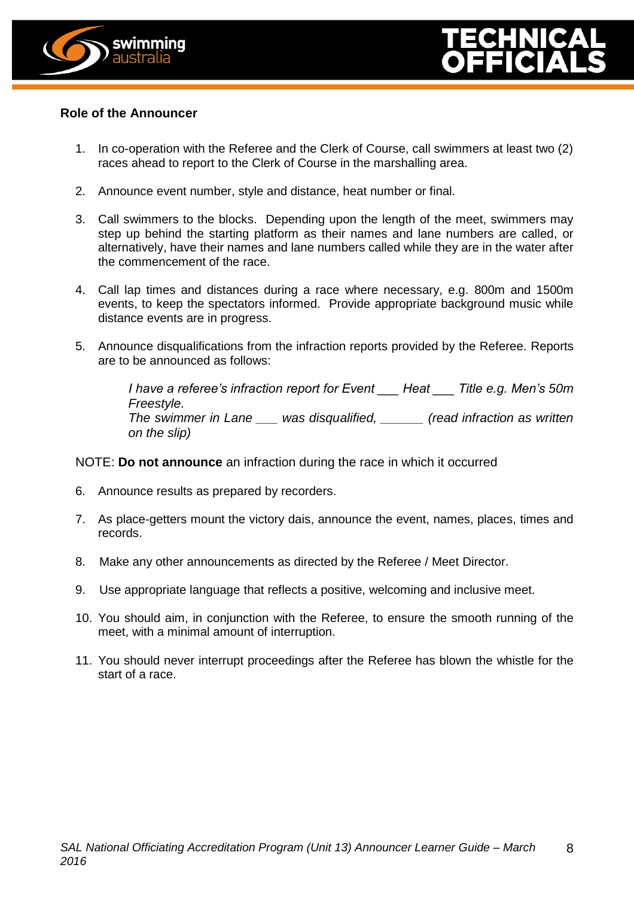## Role of the Announcer

1. In co-operation with the Referee and the Clerk of Course, call swimmers at least two (2) races ahead to report to the Clerk of Course in the marshalling area.
2. Announce event number, style and distance, heat number or final.
3. Call swimmers to the blocks. Depending upon the length of the meet, swimmers may step up behind the starting platform as their names and lane numbers are called, or alternatively, have their names and lane numbers called while they are in the water after the commencement of the race.
4. Call lap times and distances during a race where necessary, e.g. 800m and 1500m events, to keep the spectators informed. Provide appropriate background music while distance events are in progress.
5. Announce disqualifications from the infraction reports provided by the Referee. Reports are to be announced as follows:

   *I have a referee's infraction report for Event ___ Heat ___ Title e.g. Men's 50m Freestyle.*
   *The swimmer in Lane ___ was disqualified, ______ (read infraction as written on the slip)*

NOTE: **Do not announce** an infraction during the race in which it occurred

6. Announce results as prepared by recorders.
7. As place-getters mount the victory dais, announce the event, names, places, times and records.
8. Make any other announcements as directed by the Referee / Meet Director.
9. Use appropriate language that reflects a positive, welcoming and inclusive meet.
10. You should aim, in conjunction with the Referee, to ensure the smooth running of the meet, with a minimal amount of interruption.
11. You should never interrupt proceedings after the Referee has blown the whistle for the start of a race.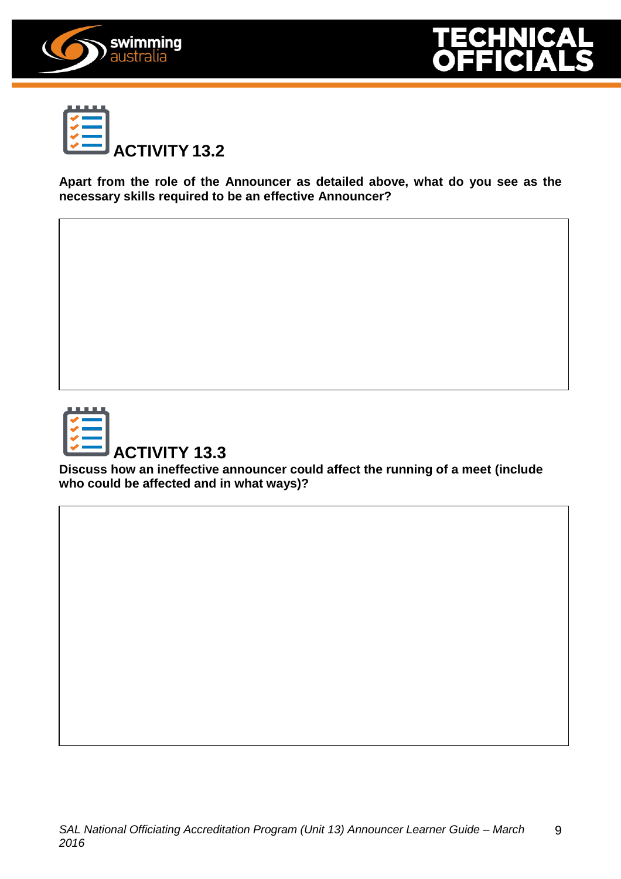## ACTIVITY 13.2

**Apart from the role of the Announcer as detailed above, what do you see as the necessary skills required to be an effective Announcer?**

## ACTIVITY 13.3

**Discuss how an ineffective announcer could affect the running of a meet (include who could be affected and in what ways)?**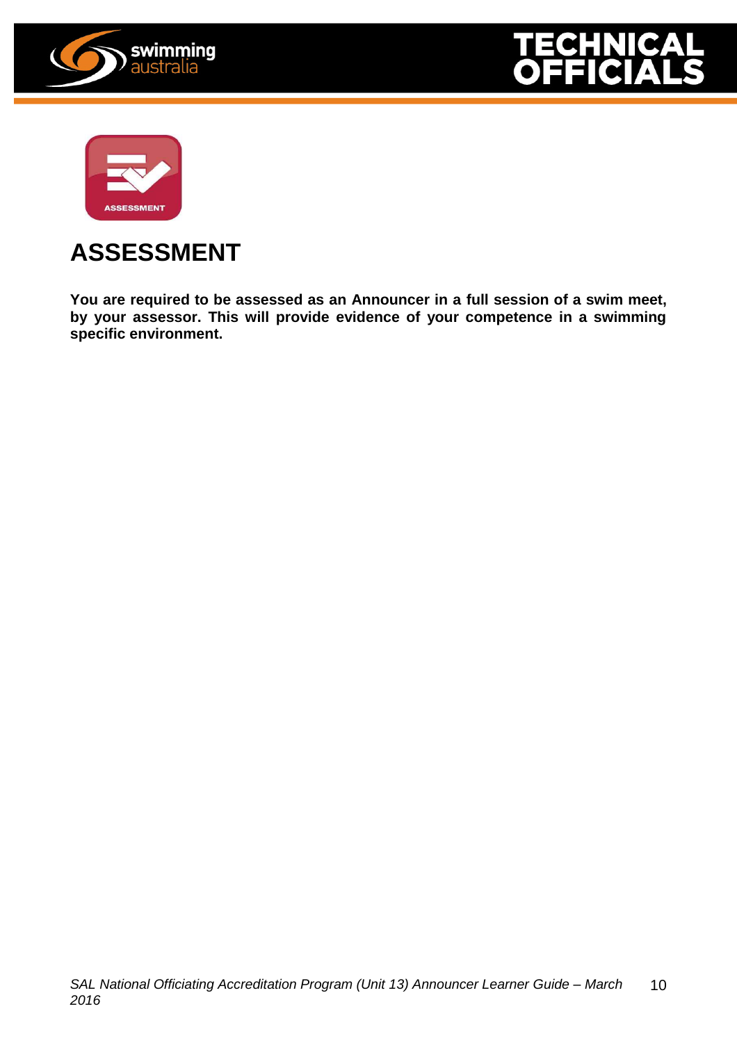# ASSESSMENT

**You are required to be assessed as an Announcer in a full session of a swim meet, by your assessor. This will provide evidence of your competence in a swimming specific environment.**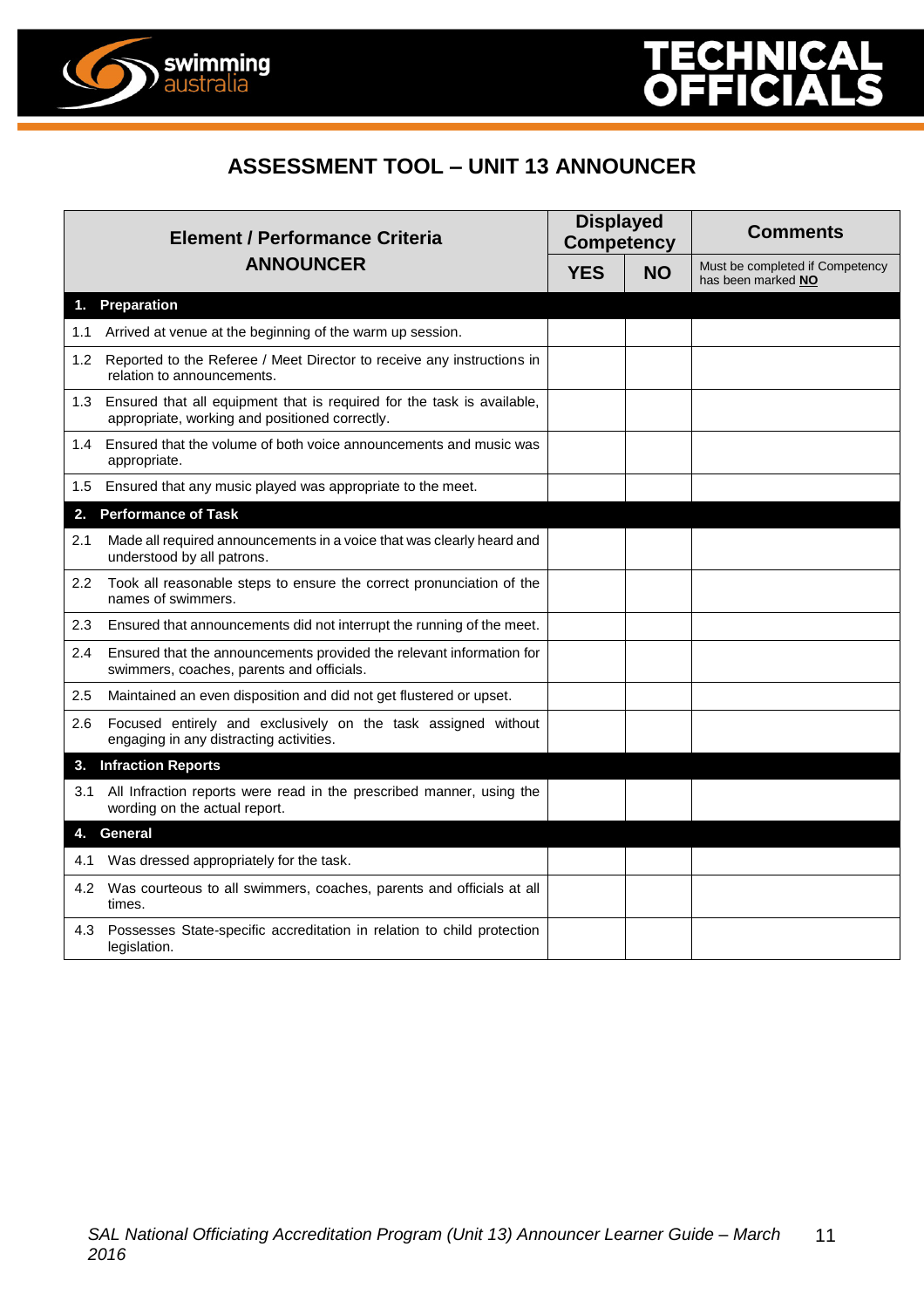## ASSESSMENT TOOL – UNIT 13 ANNOUNCER

| Element / Performance Criteria ANNOUNCER | Displayed Competency | | Comments |
|---|---|---|---|
| | **YES** | **NO** | Must be completed if Competency has been marked **NO** |
| **1. Preparation** | | | |
| 1.1 Arrived at venue at the beginning of the warm up session. | | | |
| 1.2 Reported to the Referee / Meet Director to receive any instructions in relation to announcements. | | | |
| 1.3 Ensured that all equipment that is required for the task is available, appropriate, working and positioned correctly. | | | |
| 1.4 Ensured that the volume of both voice announcements and music was appropriate. | | | |
| 1.5 Ensured that any music played was appropriate to the meet. | | | |
| **2. Performance of Task** | | | |
| 2.1 Made all required announcements in a voice that was clearly heard and understood by all patrons. | | | |
| 2.2 Took all reasonable steps to ensure the correct pronunciation of the names of swimmers. | | | |
| 2.3 Ensured that announcements did not interrupt the running of the meet. | | | |
| 2.4 Ensured that the announcements provided the relevant information for swimmers, coaches, parents and officials. | | | |
| 2.5 Maintained an even disposition and did not get flustered or upset. | | | |
| 2.6 Focused entirely and exclusively on the task assigned without engaging in any distracting activities. | | | |
| **3. Infraction Reports** | | | |
| 3.1 All Infraction reports were read in the prescribed manner, using the wording on the actual report. | | | |
| **4. General** | | | |
| 4.1 Was dressed appropriately for the task. | | | |
| 4.2 Was courteous to all swimmers, coaches, parents and officials at all times. | | | |
| 4.3 Possesses State-specific accreditation in relation to child protection legislation. | | | |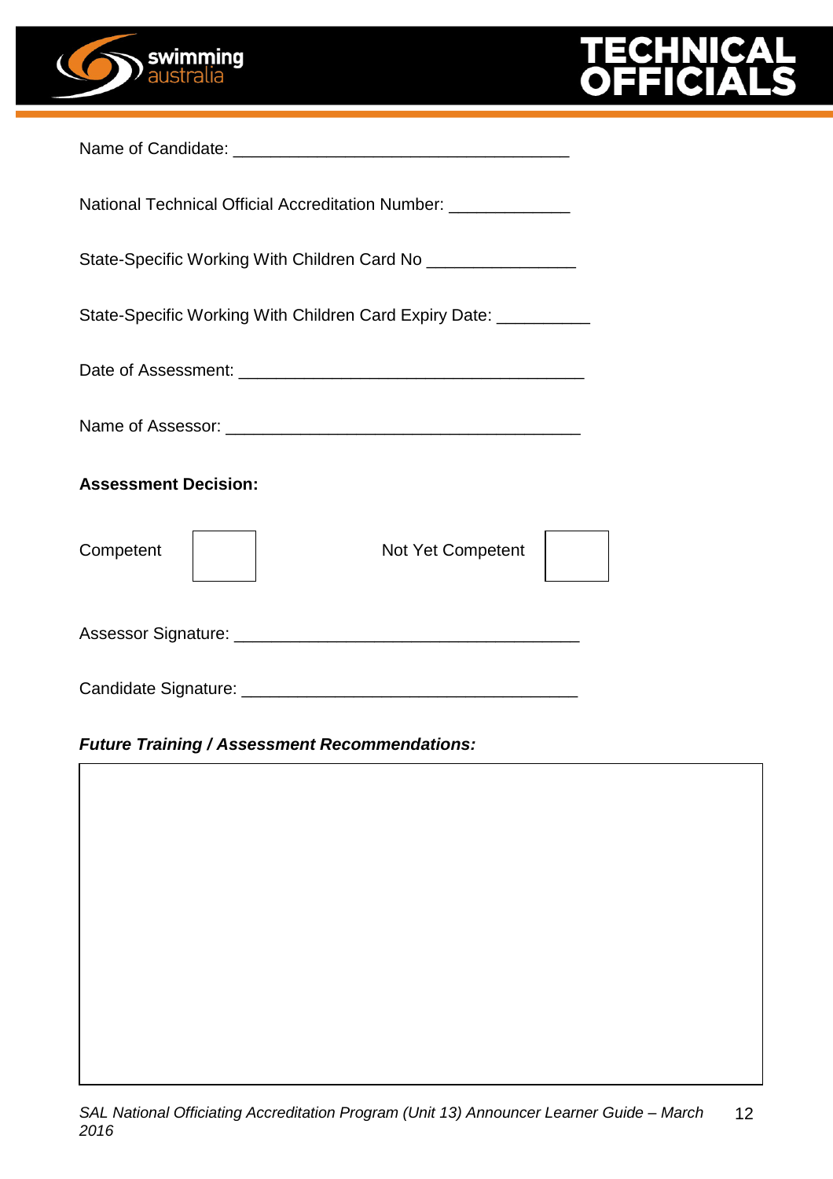Name of Candidate: ___________________________________

National Technical Official Accreditation Number: ____________

State-Specific Working With Children Card No _______________

State-Specific Working With Children Card Expiry Date: _________

Date of Assessment: ____________________________________

Name of Assessor: _____________________________________

**Assessment Decision:**

Competent ☐ Not Yet Competent ☐

Assessor Signature: ____________________________________

Candidate Signature: ___________________________________

***Future Training / Assessment Recommendations:***

| |
|---|
| |